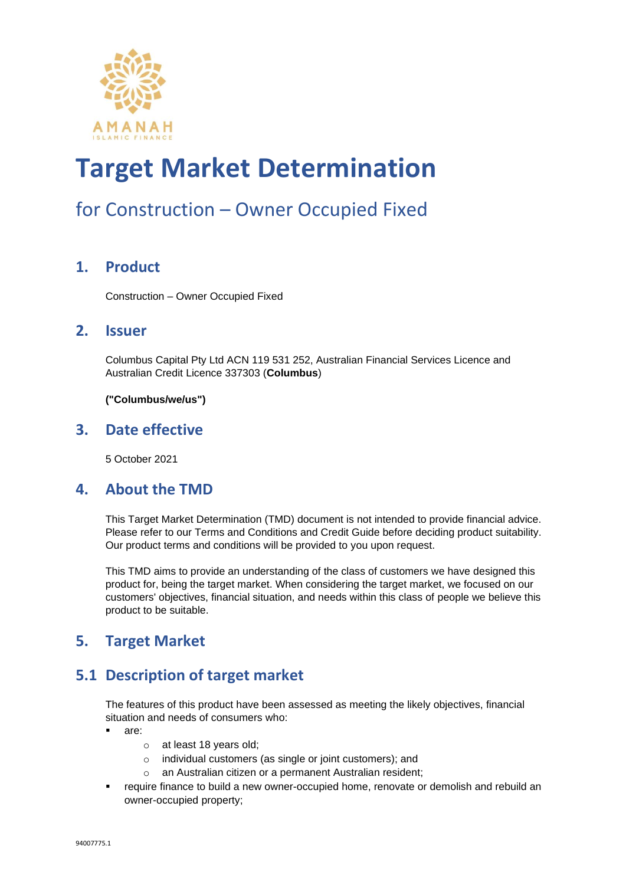# Target Market Determination

## for Construction – Owner Occupied Fixed

## 1. Product

Construction – Owner Occupied Fixed

## 2. Issuer

Columbus Capital Pty Ltd ACN 119 531 252, Australian Financial Services Licence and Australian Credit Licence 337303 (**Columbus**)

**("Columbus/we/us")**

## 3. Date effective

5 October 2021

## 4. About the TMD

This Target Market Determination (TMD) document is not intended to provide financial advice. Please refer to our Terms and Conditions and Credit Guide before deciding product suitability. Our product terms and conditions will be provided to you upon request.

This TMD aims to provide an understanding of the class of customers we have designed this product for, being the target market. When considering the target market, we focused on our customers' objectives, financial situation, and needs within this class of people we believe this product to be suitable.

## 5. Target Market

## 5.1 Description of target market

The features of this product have been assessed as meeting the likely objectives, financial situation and needs of consumers who:

- are:
  - at least 18 years old;
  - individual customers (as single or joint customers); and
  - an Australian citizen or a permanent Australian resident;
- require finance to build a new owner-occupied home, renovate or demolish and rebuild an owner-occupied property;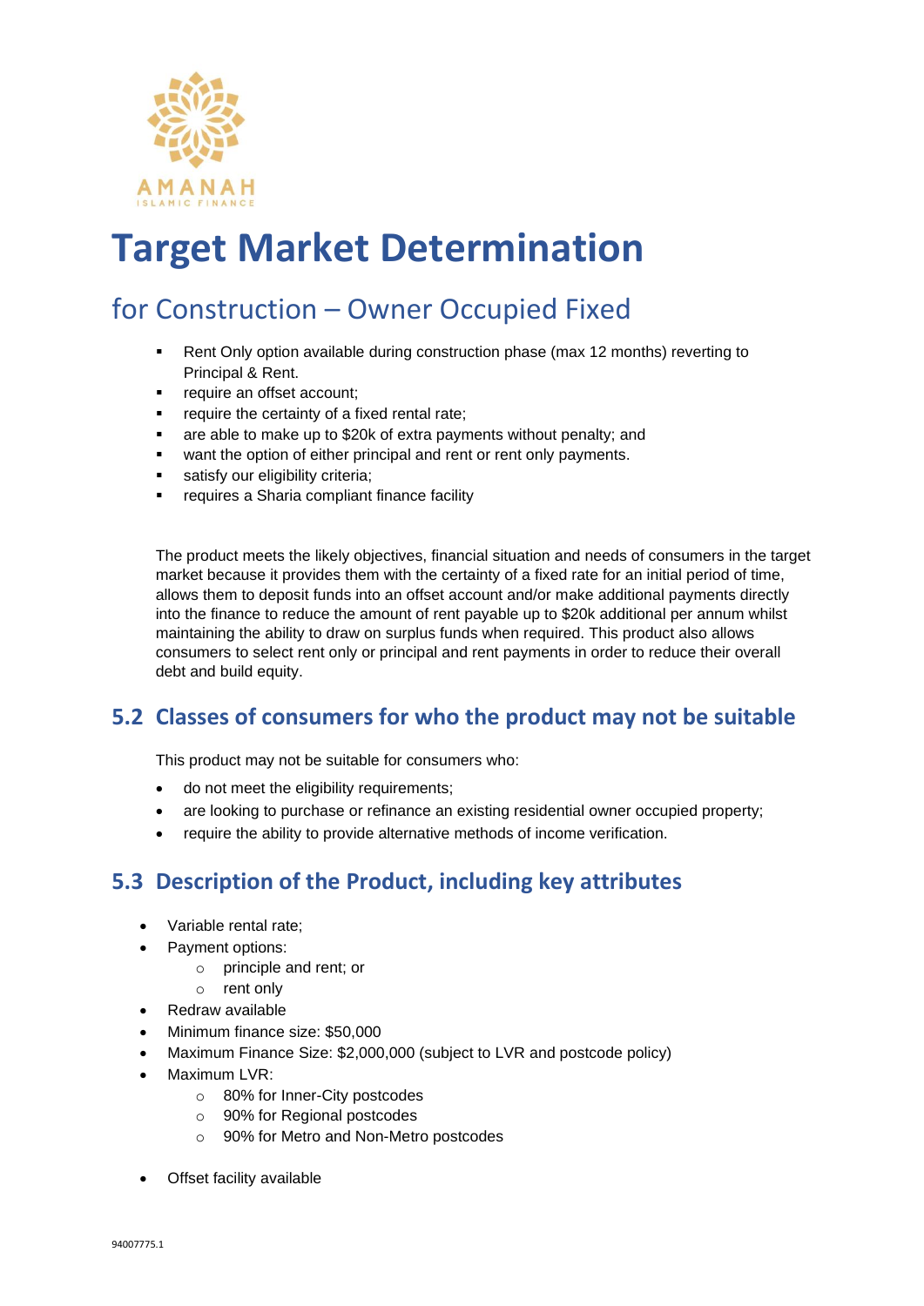AMANAH
ISLAMIC FINANCE

# Target Market Determination

## for Construction – Owner Occupied Fixed

- Rent Only option available during construction phase (max 12 months) reverting to Principal & Rent.
- require an offset account;
- require the certainty of a fixed rental rate;
- are able to make up to $20k of extra payments without penalty; and
- want the option of either principal and rent or rent only payments.
- satisfy our eligibility criteria;
- requires a Sharia compliant finance facility

The product meets the likely objectives, financial situation and needs of consumers in the target market because it provides them with the certainty of a fixed rate for an initial period of time, allows them to deposit funds into an offset account and/or make additional payments directly into the finance to reduce the amount of rent payable up to $20k additional per annum whilst maintaining the ability to draw on surplus funds when required. This product also allows consumers to select rent only or principal and rent payments in order to reduce their overall debt and build equity.

## 5.2 Classes of consumers for who the product may not be suitable

This product may not be suitable for consumers who:

- do not meet the eligibility requirements;
- are looking to purchase or refinance an existing residential owner occupied property;
- require the ability to provide alternative methods of income verification.

## 5.3 Description of the Product, including key attributes

- Variable rental rate;
- Payment options:
  - principle and rent; or
  - rent only
- Redraw available
- Minimum finance size: $50,000
- Maximum Finance Size: $2,000,000 (subject to LVR and postcode policy)
- Maximum LVR:
  - 80% for Inner-City postcodes
  - 90% for Regional postcodes
  - 90% for Metro and Non-Metro postcodes
- Offset facility available

94007775.1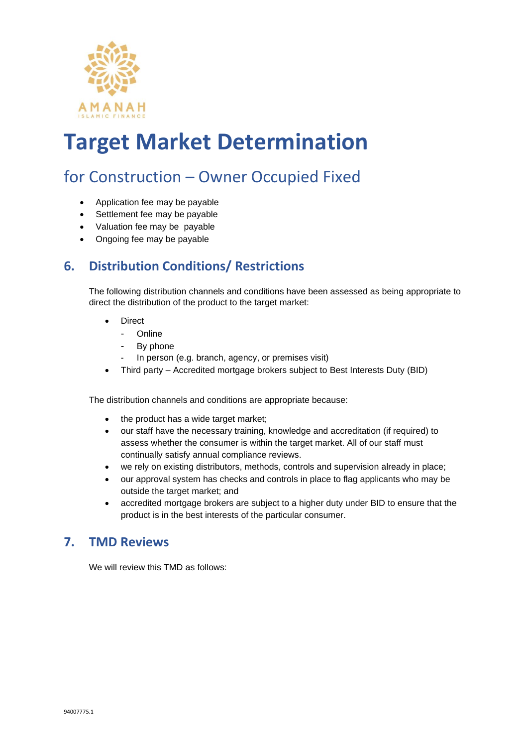# Target Market Determination

## for Construction – Owner Occupied Fixed

- Application fee may be payable
- Settlement fee may be payable
- Valuation fee may be payable
- Ongoing fee may be payable

## 6. Distribution Conditions/ Restrictions

The following distribution channels and conditions have been assessed as being appropriate to direct the distribution of the product to the target market:

- Direct
  - Online
  - By phone
  - In person (e.g. branch, agency, or premises visit)
- Third party – Accredited mortgage brokers subject to Best Interests Duty (BID)

The distribution channels and conditions are appropriate because:

- the product has a wide target market;
- our staff have the necessary training, knowledge and accreditation (if required) to assess whether the consumer is within the target market. All of our staff must continually satisfy annual compliance reviews.
- we rely on existing distributors, methods, controls and supervision already in place;
- our approval system has checks and controls in place to flag applicants who may be outside the target market; and
- accredited mortgage brokers are subject to a higher duty under BID to ensure that the product is in the best interests of the particular consumer.

## 7. TMD Reviews

We will review this TMD as follows: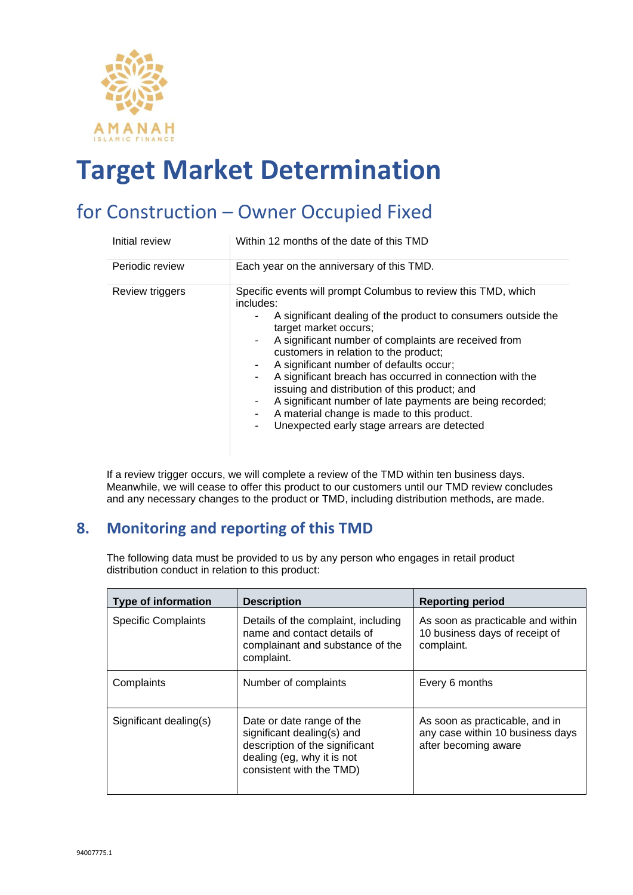# Target Market Determination

## for Construction – Owner Occupied Fixed

| | |
|---|---|
| Initial review | Within 12 months of the date of this TMD |
| Periodic review | Each year on the anniversary of this TMD. |
| Review triggers | Specific events will prompt Columbus to review this TMD, which includes:<br>- A significant dealing of the product to consumers outside the target market occurs;<br>- A significant number of complaints are received from customers in relation to the product;<br>- A significant number of defaults occur;<br>- A significant breach has occurred in connection with the issuing and distribution of this product; and<br>- A significant number of late payments are being recorded;<br>- A material change is made to this product.<br>- Unexpected early stage arrears are detected |

If a review trigger occurs, we will complete a review of the TMD within ten business days. Meanwhile, we will cease to offer this product to our customers until our TMD review concludes and any necessary changes to the product or TMD, including distribution methods, are made.

## 8. Monitoring and reporting of this TMD

The following data must be provided to us by any person who engages in retail product distribution conduct in relation to this product:

| Type of information | Description | Reporting period |
|---|---|---|
| Specific Complaints | Details of the complaint, including name and contact details of complainant and substance of the complaint. | As soon as practicable and within 10 business days of receipt of complaint. |
| Complaints | Number of complaints | Every 6 months |
| Significant dealing(s) | Date or date range of the significant dealing(s) and description of the significant dealing (eg, why it is not consistent with the TMD) | As soon as practicable, and in any case within 10 business days after becoming aware |

94007775.1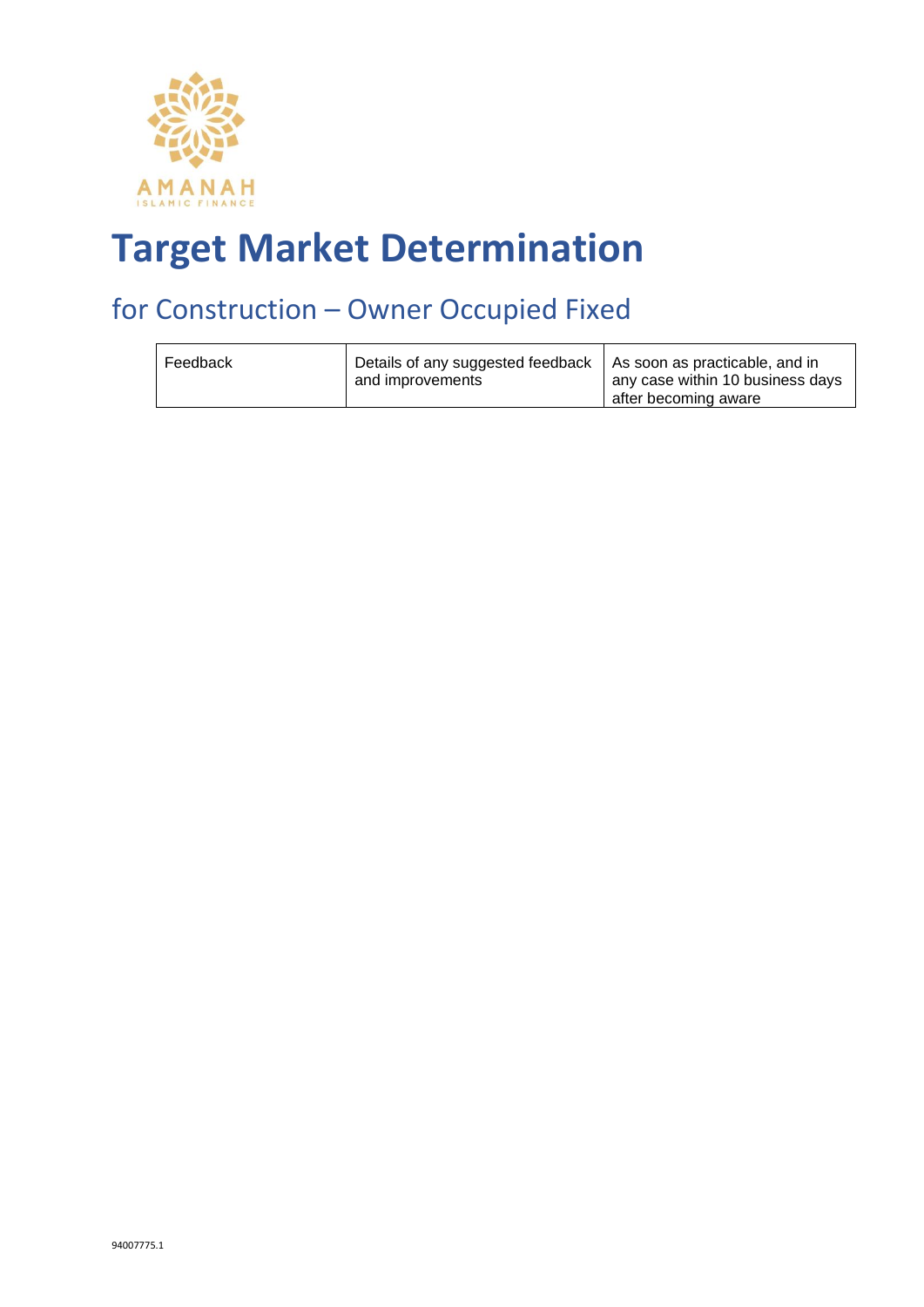AMANAH
ISLAMIC FINANCE

# Target Market Determination

## for Construction – Owner Occupied Fixed

| | | |
|---|---|---|
| Feedback | Details of any suggested feedback and improvements | As soon as practicable, and in any case within 10 business days after becoming aware |

94007775.1